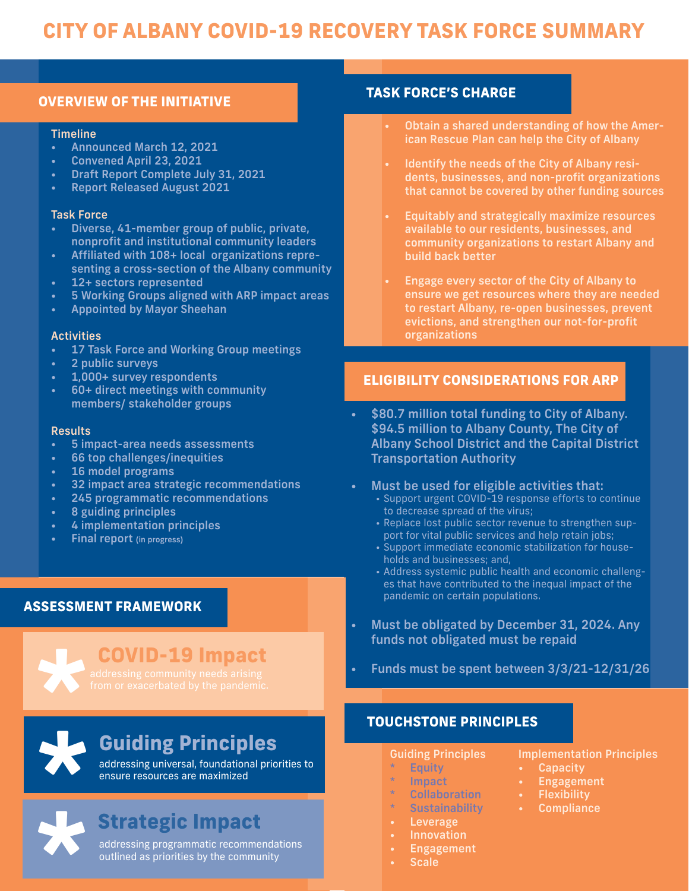# CITY OF ALBANY COVID-19 RECOVERY TASK FORCE SUMMARY

## OVERVIEW OF THE INITIATIVE

### Timeline

- Announced March 12, 2021
- Convened April 23, 2021
- Draft Report Complete July 31, 2021
- Report Released August 2021

### Task Force

- Diverse, 41-member group of public, private, nonprofit and institutional community leaders
- Affiliated with 108+ local organizations representing a cross-section of the Albany community
- 12+ sectors represented
- 5 Working Groups aligned with ARP impact areas
- Appointed by Mayor Sheehan

### Activities

- 17 Task Force and Working Group meetings
- 2 public surveys
- 1,000+ survey respondents
- 60+ direct meetings with community members/ stakeholder groups

### Results

- 5 impact-area needs assessments
- 66 top challenges/inequities
- 16 model programs
- 32 impact area strategic recommendations
- 245 programmatic recommendations
- 8 guiding principles
- 4 implementation principles
- Final report (in progress)

## ASSESSMENT FRAMEWORK

### * COVID-19 Impact

addressing community needs arising from or exacerbated by the pandemic.

### * Guiding Principles

addressing universal, foundational priorities to ensure resources are maximized

### * Strategic Impact

addressing programmatic recommendations outlined as priorities by the community

## TASK FORCE'S CHARGE

- Obtain a shared understanding of how the American Rescue Plan can help the City of Albany
- Identify the needs of the City of Albany residents, businesses, and non-profit organizations that cannot be covered by other funding sources
- Equitably and strategically maximize resources available to our residents, businesses, and community organizations to restart Albany and build back better
- Engage every sector of the City of Albany to ensure we get resources where they are needed to restart Albany, re-open businesses, prevent evictions, and strengthen our not-for-profit organizations

## ELIGIBILITY CONSIDERATIONS FOR ARP

- $80.7 million total funding to City of Albany. $94.5 million to Albany County, The City of Albany School District and the Capital District Transportation Authority
- Must be used for eligible activities that:
  - Support urgent COVID-19 response efforts to continue to decrease spread of the virus;
  - Replace lost public sector revenue to strengthen support for vital public services and help retain jobs;
  - Support immediate economic stabilization for households and businesses; and,
  - Address systemic public health and economic challenges that have contributed to the inequal impact of the pandemic on certain populations.
- Must be obligated by December 31, 2024. Any funds not obligated must be repaid
- Funds must be spent between 3/3/21-12/31/26

## TOUCHSTONE PRINCIPLES

### Guiding Principles

- * Equity
- * Impact
- * Collaboration
- * Sustainability
- Leverage
- Innovation
- Engagement
- Scale

### Implementation Principles

- Capacity
- Engagement
- Flexibility
- Compliance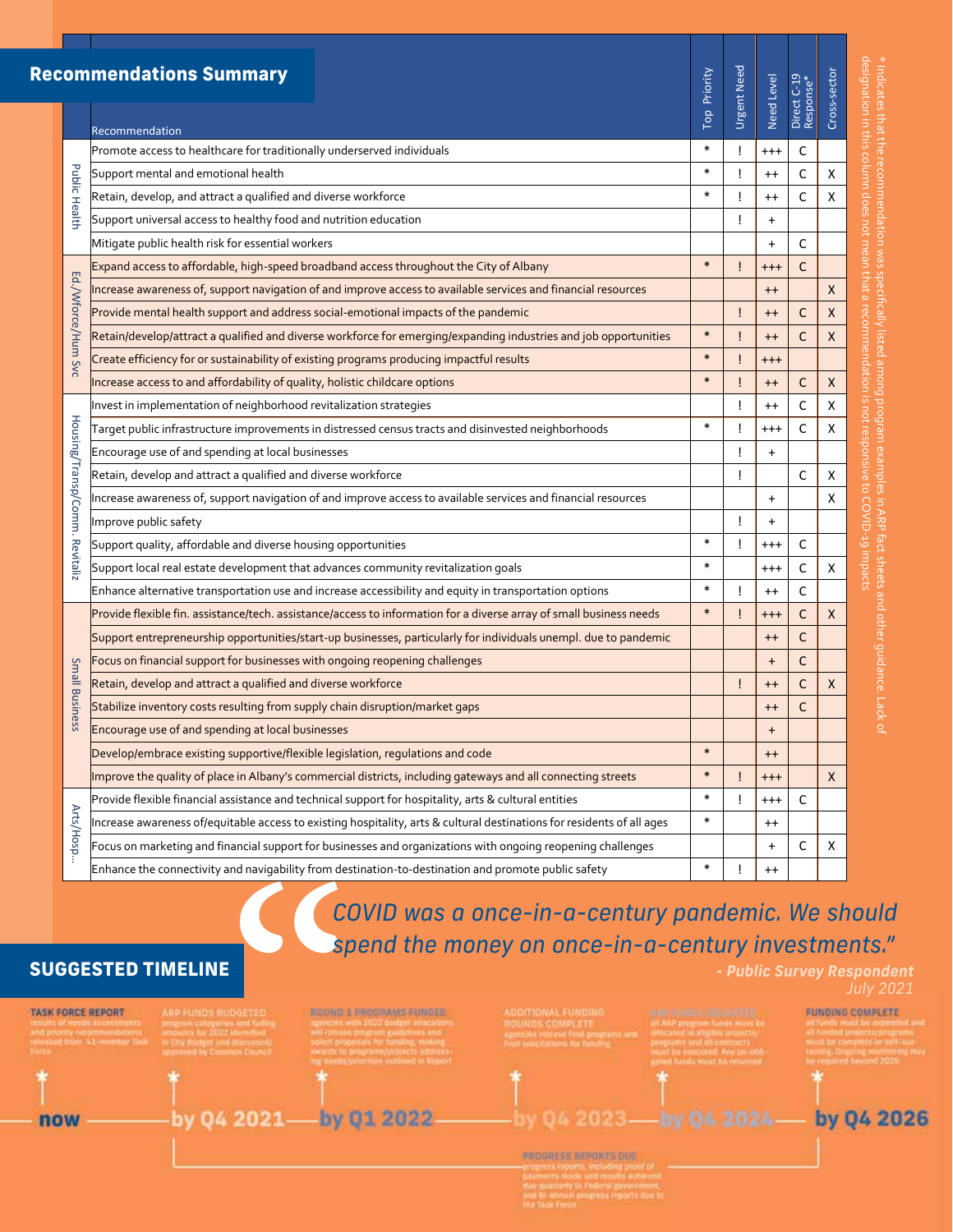## Recommendations Summary

| | Recommendation | Top Priority | Urgent Need | Need Level | Direct C-19 Response* | Cross-sector |
|---|---|---|---|---|---|---|
| Public Health | Promote access to healthcare for traditionally underserved individuals | * | ! | +++ | C | |
| | Support mental and emotional health | * | ! | ++ | C | X |
| | Retain, develop, and attract a qualified and diverse workforce | * | ! | ++ | C | X |
| | Support universal access to healthy food and nutrition education | | ! | + | | |
| | Mitigate public health risk for essential workers | | | + | C | |
| Ed./Wforce/Hum Svc | Expand access to affordable, high-speed broadband access throughout the City of Albany | * | ! | +++ | C | |
| | Increase awareness of, support navigation of and improve access to available services and financial resources | | | ++ | | X |
| | Provide mental health support and address social-emotional impacts of the pandemic | | ! | ++ | C | X |
| | Retain/develop/attract a qualified and diverse workforce for emerging/expanding industries and job opportunities | * | ! | ++ | C | X |
| | Create efficiency for or sustainability of existing programs producing impactful results | * | ! | +++ | | |
| | Increase access to and affordability of quality, holistic childcare options | * | ! | ++ | C | X |
| Housing/Transp/Comm. Revitaliz | Invest in implementation of neighborhood revitalization strategies | | ! | ++ | C | X |
| | Target public infrastructure improvements in distressed census tracts and disinvested neighborhoods | * | ! | +++ | C | X |
| | Encourage use of and spending at local businesses | | ! | + | | |
| | Retain, develop and attract a qualified and diverse workforce | | ! | | C | X |
| | Increase awareness of, support navigation of and improve access to available services and financial resources | | | + | | X |
| | Improve public safety | | ! | + | | |
| | Support quality, affordable and diverse housing opportunities | * | ! | +++ | C | |
| | Support local real estate development that advances community revitalization goals | * | | +++ | C | X |
| | Enhance alternative transportation use and increase accessibility and equity in transportation options | * | ! | ++ | C | |
| Small Business | Provide flexible fin. assistance/tech. assistance/access to information for a diverse array of small business needs | * | ! | +++ | C | X |
| | Support entrepreneurship opportunities/start-up businesses, particularly for individuals unempl. due to pandemic | | | ++ | C | |
| | Focus on financial support for businesses with ongoing reopening challenges | | | + | C | |
| | Retain, develop and attract a qualified and diverse workforce | | ! | ++ | C | X |
| | Stabilize inventory costs resulting from supply chain disruption/market gaps | | | ++ | C | |
| | Encourage use of and spending at local businesses | | | + | | |
| | Develop/embrace existing supportive/flexible legislation, regulations and code | * | | ++ | | |
| | Improve the quality of place in Albany's commercial districts, including gateways and all connecting streets | * | ! | +++ | | X |
| Arts/Hosp... | Provide flexible financial assistance and technical support for hospitality, arts & cultural entities | * | ! | +++ | C | |
| | Increase awareness of/equitable access to existing hospitality, arts & cultural destinations for residents of all ages | * | | ++ | | |
| | Focus on marketing and financial support for businesses and organizations with ongoing reopening challenges | | | + | C | X |
| | Enhance the connectivity and navigability from destination-to-destination and promote public safety | * | ! | ++ | | |

\* Indicates that the recommendation was specifically listed among program examples in ARP fact sheets and other guidance. Lack of designation in this column does not mean that a recommendation is not responsive to COVID-19 impacts

> *"COVID was a once-in-a-century pandemic. We should spend the money on once-in-a-century investments."*
>
> **- Public Survey Respondent**
> *July 2021*

## SUGGESTED TIMELINE

**now** — **TASK FORCE REPORT**: results of needs assessments and priority recommendations released from 41-member Task Force

**by Q4 2021** — **ARP FUNDS BUDGETED**: program categories and funding amounts for 2022 identified in City Budget and discussed/approved by Common Council

**by Q1 2022** — **ROUND 1 PROGRAMS FUNDED**: agencies with 2022 budget allocations will release program guidelines and solicit proposals for funding, making awards to programs/projects addressing needs/priorities outlined in Report

**by Q4 2023** — **ADDITIONAL FUNDING ROUNDS COMPLETE**: agencies release final programs and final solicitations for funding

**by Q4 2024** — **ARP FUNDS OBLIGATED**: all ARP program funds must be allocated to eligible projects/programs and all contracts must be executed. Any un-obligated funds must be returned

**by Q4 2026** — **FUNDING COMPLETE**: all funds must be expended and all funded projects/programs must be complete or self-sustaining. Ongoing monitoring may be required beyond 2026

**PROGRESS REPORTS DUE**: progress reports, including proof of payments made and results achieved due quarterly to Federal government, and bi-annual progress reports due to the Task Force